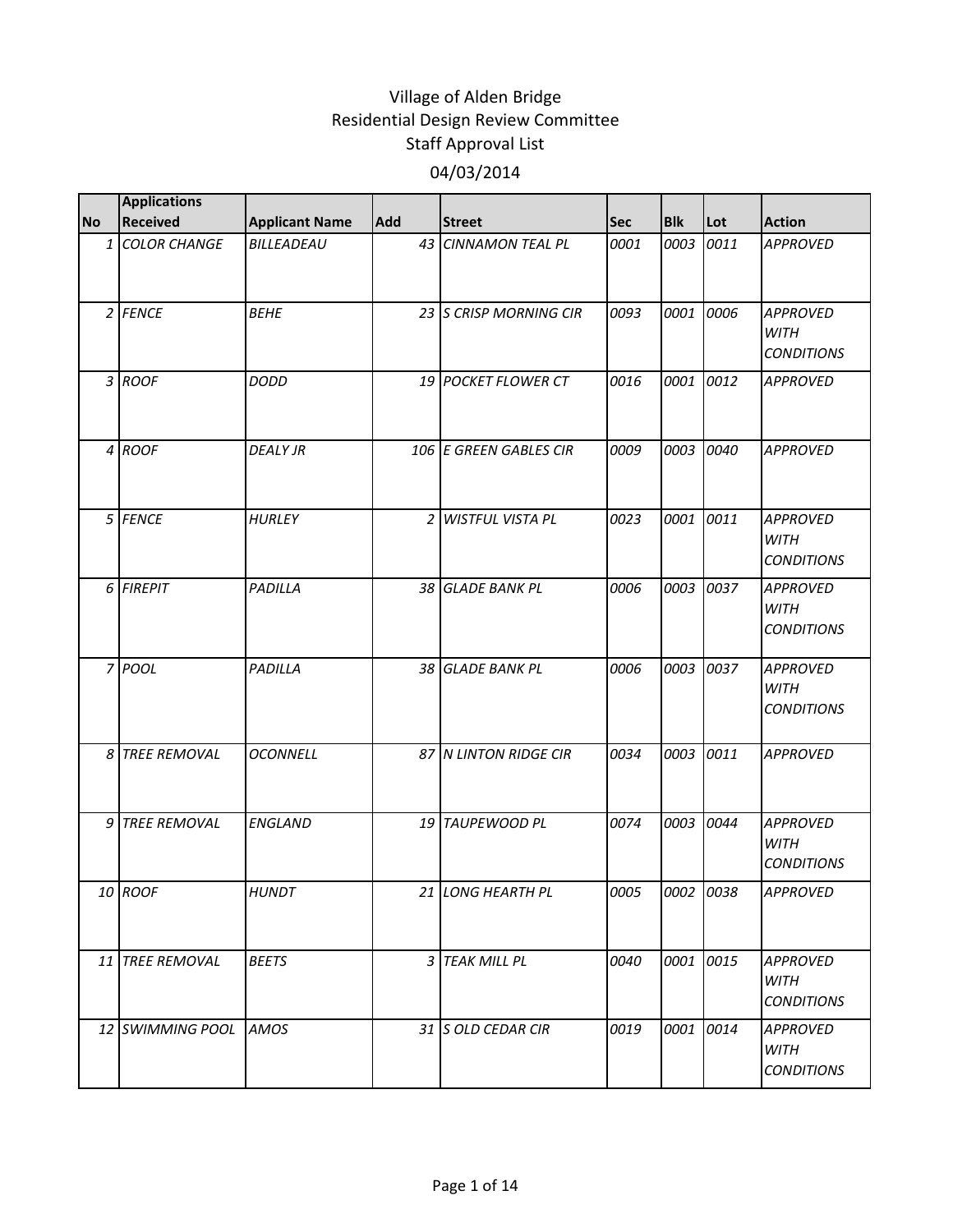# Village of Alden Bridge
## Residential Design Review Committee
## Staff Approval List
## 04/03/2014

| No | Applications Received | Applicant Name | Add | Street | Sec | Blk | Lot | Action |
|---|---|---|---|---|---|---|---|---|
| 1 | COLOR CHANGE | BILLEADEAU | 43 | CINNAMON TEAL PL | 0001 | 0003 | 0011 | APPROVED |
| 2 | FENCE | BEHE | 23 | S CRISP MORNING CIR | 0093 | 0001 | 0006 | APPROVED WITH CONDITIONS |
| 3 | ROOF | DODD | 19 | POCKET FLOWER CT | 0016 | 0001 | 0012 | APPROVED |
| 4 | ROOF | DEALY JR | 106 | E GREEN GABLES CIR | 0009 | 0003 | 0040 | APPROVED |
| 5 | FENCE | HURLEY | 2 | WISTFUL VISTA PL | 0023 | 0001 | 0011 | APPROVED WITH CONDITIONS |
| 6 | FIREPIT | PADILLA | 38 | GLADE BANK PL | 0006 | 0003 | 0037 | APPROVED WITH CONDITIONS |
| 7 | POOL | PADILLA | 38 | GLADE BANK PL | 0006 | 0003 | 0037 | APPROVED WITH CONDITIONS |
| 8 | TREE REMOVAL | OCONNELL | 87 | N LINTON RIDGE CIR | 0034 | 0003 | 0011 | APPROVED |
| 9 | TREE REMOVAL | ENGLAND | 19 | TAUPEWOOD PL | 0074 | 0003 | 0044 | APPROVED WITH CONDITIONS |
| 10 | ROOF | HUNDT | 21 | LONG HEARTH PL | 0005 | 0002 | 0038 | APPROVED |
| 11 | TREE REMOVAL | BEETS | 3 | TEAK MILL PL | 0040 | 0001 | 0015 | APPROVED WITH CONDITIONS |
| 12 | SWIMMING POOL | AMOS | 31 | S OLD CEDAR CIR | 0019 | 0001 | 0014 | APPROVED WITH CONDITIONS |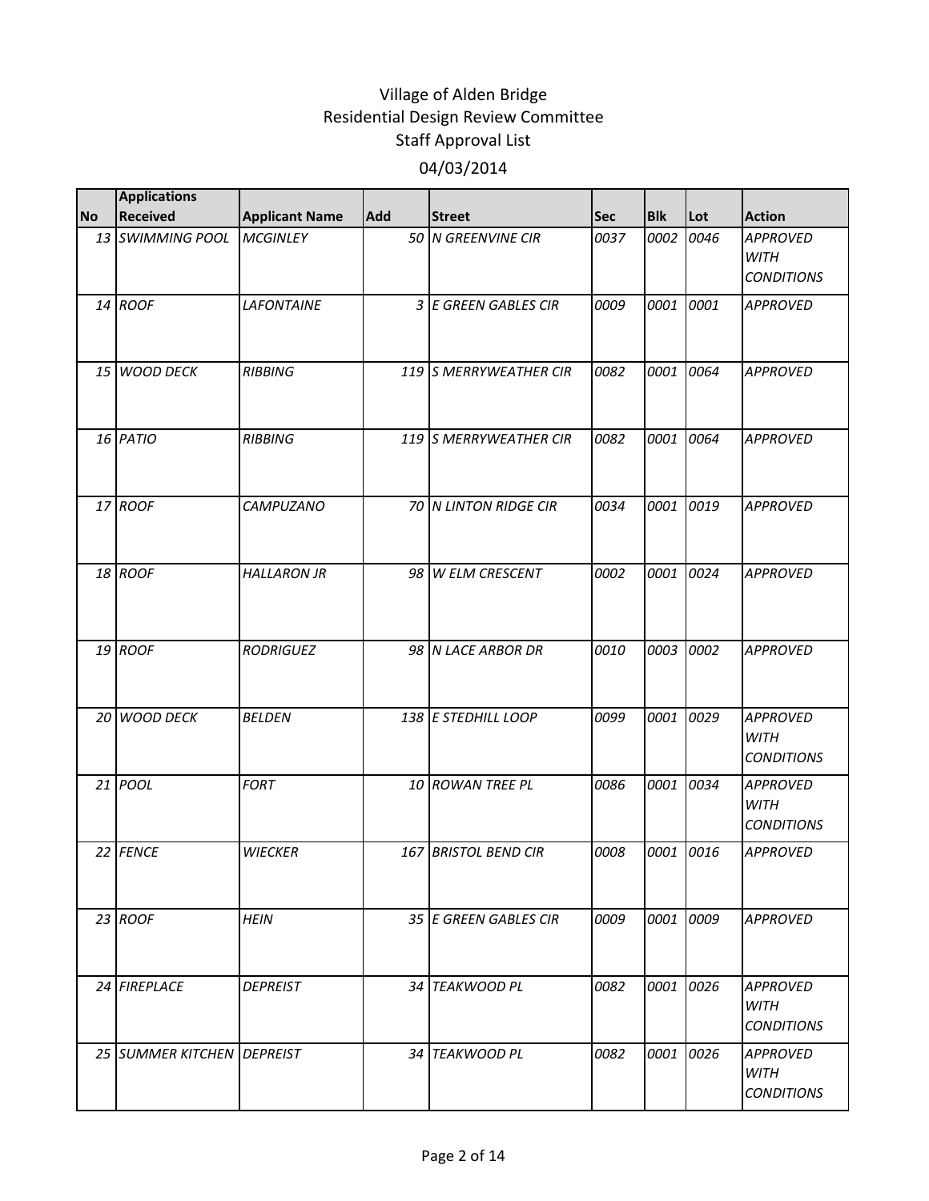# Village of Alden Bridge
## Residential Design Review Committee
## Staff Approval List
## 04/03/2014

| No | Applications Received | Applicant Name | Add | Street | Sec | Blk | Lot | Action |
|---|---|---|---|---|---|---|---|---|
| 13 | *SWIMMING POOL* | *MCGINLEY* | 50 | *N GREENVINE CIR* | *0037* | *0002* | *0046* | *APPROVED WITH CONDITIONS* |
| 14 | *ROOF* | *LAFONTAINE* | 3 | *E GREEN GABLES CIR* | *0009* | *0001* | *0001* | *APPROVED* |
| 15 | *WOOD DECK* | *RIBBING* | 119 | *S MERRYWEATHER CIR* | *0082* | *0001* | *0064* | *APPROVED* |
| 16 | *PATIO* | *RIBBING* | 119 | *S MERRYWEATHER CIR* | *0082* | *0001* | *0064* | *APPROVED* |
| 17 | *ROOF* | *CAMPUZANO* | 70 | *N LINTON RIDGE CIR* | *0034* | *0001* | *0019* | *APPROVED* |
| 18 | *ROOF* | *HALLARON JR* | 98 | *W ELM CRESCENT* | *0002* | *0001* | *0024* | *APPROVED* |
| 19 | *ROOF* | *RODRIGUEZ* | 98 | *N LACE ARBOR DR* | *0010* | *0003* | *0002* | *APPROVED* |
| 20 | *WOOD DECK* | *BELDEN* | 138 | *E STEDHILL LOOP* | *0099* | *0001* | *0029* | *APPROVED WITH CONDITIONS* |
| 21 | *POOL* | *FORT* | 10 | *ROWAN TREE PL* | *0086* | *0001* | *0034* | *APPROVED WITH CONDITIONS* |
| 22 | *FENCE* | *WIECKER* | 167 | *BRISTOL BEND CIR* | *0008* | *0001* | *0016* | *APPROVED* |
| 23 | *ROOF* | *HEIN* | 35 | *E GREEN GABLES CIR* | *0009* | *0001* | *0009* | *APPROVED* |
| 24 | *FIREPLACE* | *DEPREIST* | 34 | *TEAKWOOD PL* | *0082* | *0001* | *0026* | *APPROVED WITH CONDITIONS* |
| 25 | *SUMMER KITCHEN* | *DEPREIST* | 34 | *TEAKWOOD PL* | *0082* | *0001* | *0026* | *APPROVED WITH CONDITIONS* |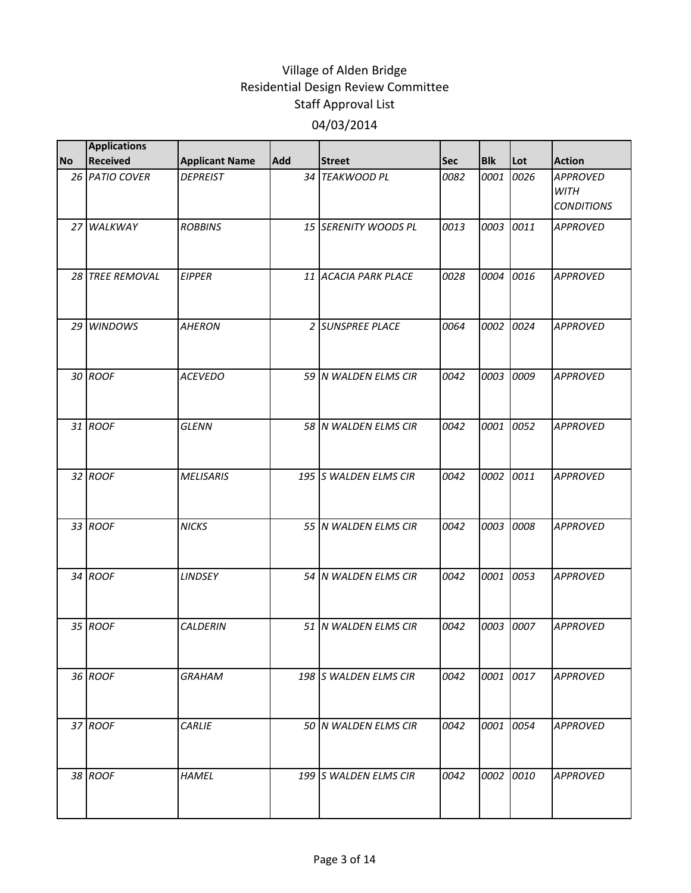# Village of Alden Bridge
## Residential Design Review Committee
## Staff Approval List
## 04/03/2014

| No | Applications Received | Applicant Name | Add | Street | Sec | Blk | Lot | Action |
|---|---|---|---|---|---|---|---|---|
| 26 | PATIO COVER | DEPREIST | 34 | TEAKWOOD PL | 0082 | 0001 | 0026 | APPROVED WITH CONDITIONS |
| 27 | WALKWAY | ROBBINS | 15 | SERENITY WOODS PL | 0013 | 0003 | 0011 | APPROVED |
| 28 | TREE REMOVAL | EIPPER | 11 | ACACIA PARK PLACE | 0028 | 0004 | 0016 | APPROVED |
| 29 | WINDOWS | AHERON | 2 | SUNSPREE PLACE | 0064 | 0002 | 0024 | APPROVED |
| 30 | ROOF | ACEVEDO | 59 | N WALDEN ELMS CIR | 0042 | 0003 | 0009 | APPROVED |
| 31 | ROOF | GLENN | 58 | N WALDEN ELMS CIR | 0042 | 0001 | 0052 | APPROVED |
| 32 | ROOF | MELISARIS | 195 | S WALDEN ELMS CIR | 0042 | 0002 | 0011 | APPROVED |
| 33 | ROOF | NICKS | 55 | N WALDEN ELMS CIR | 0042 | 0003 | 0008 | APPROVED |
| 34 | ROOF | LINDSEY | 54 | N WALDEN ELMS CIR | 0042 | 0001 | 0053 | APPROVED |
| 35 | ROOF | CALDERIN | 51 | N WALDEN ELMS CIR | 0042 | 0003 | 0007 | APPROVED |
| 36 | ROOF | GRAHAM | 198 | S WALDEN ELMS CIR | 0042 | 0001 | 0017 | APPROVED |
| 37 | ROOF | CARLIE | 50 | N WALDEN ELMS CIR | 0042 | 0001 | 0054 | APPROVED |
| 38 | ROOF | HAMEL | 199 | S WALDEN ELMS CIR | 0042 | 0002 | 0010 | APPROVED |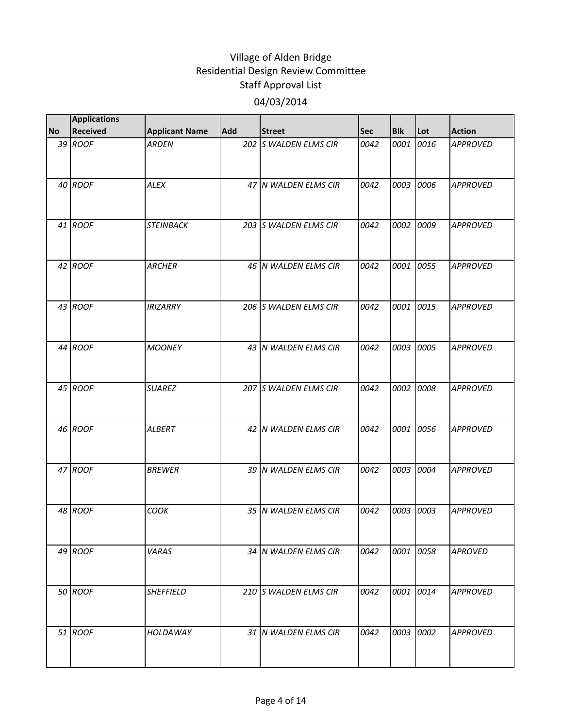# Village of Alden Bridge
## Residential Design Review Committee
## Staff Approval List
## 04/03/2014

| No | Applications Received | Applicant Name | Add | Street | Sec | Blk | Lot | Action |
|---|---|---|---|---|---|---|---|---|
| 39 | *ROOF* | *ARDEN* | 202 | *S WALDEN ELMS CIR* | *0042* | *0001* | *0016* | *APPROVED* |
| 40 | *ROOF* | *ALEX* | 47 | *N WALDEN ELMS CIR* | *0042* | *0003* | *0006* | *APPROVED* |
| 41 | *ROOF* | *STEINBACK* | 203 | *S WALDEN ELMS CIR* | *0042* | *0002* | *0009* | *APPROVED* |
| 42 | *ROOF* | *ARCHER* | 46 | *N WALDEN ELMS CIR* | *0042* | *0001* | *0055* | *APPROVED* |
| 43 | *ROOF* | *IRIZARRY* | 206 | *S WALDEN ELMS CIR* | *0042* | *0001* | *0015* | *APPROVED* |
| 44 | *ROOF* | *MOONEY* | 43 | *N WALDEN ELMS CIR* | *0042* | *0003* | *0005* | *APPROVED* |
| 45 | *ROOF* | *SUAREZ* | 207 | *S WALDEN ELMS CIR* | *0042* | *0002* | *0008* | *APPROVED* |
| 46 | *ROOF* | *ALBERT* | 42 | *N WALDEN ELMS CIR* | *0042* | *0001* | *0056* | *APPROVED* |
| 47 | *ROOF* | *BREWER* | 39 | *N WALDEN ELMS CIR* | *0042* | *0003* | *0004* | *APPROVED* |
| 48 | *ROOF* | *COOK* | 35 | *N WALDEN ELMS CIR* | *0042* | *0003* | *0003* | *APPROVED* |
| 49 | *ROOF* | *VARAS* | 34 | *N WALDEN ELMS CIR* | *0042* | *0001* | *0058* | *APROVED* |
| 50 | *ROOF* | *SHEFFIELD* | 210 | *S WALDEN ELMS CIR* | *0042* | *0001* | *0014* | *APPROVED* |
| 51 | *ROOF* | *HOLDAWAY* | 31 | *N WALDEN ELMS CIR* | *0042* | *0003* | *0002* | *APPROVED* |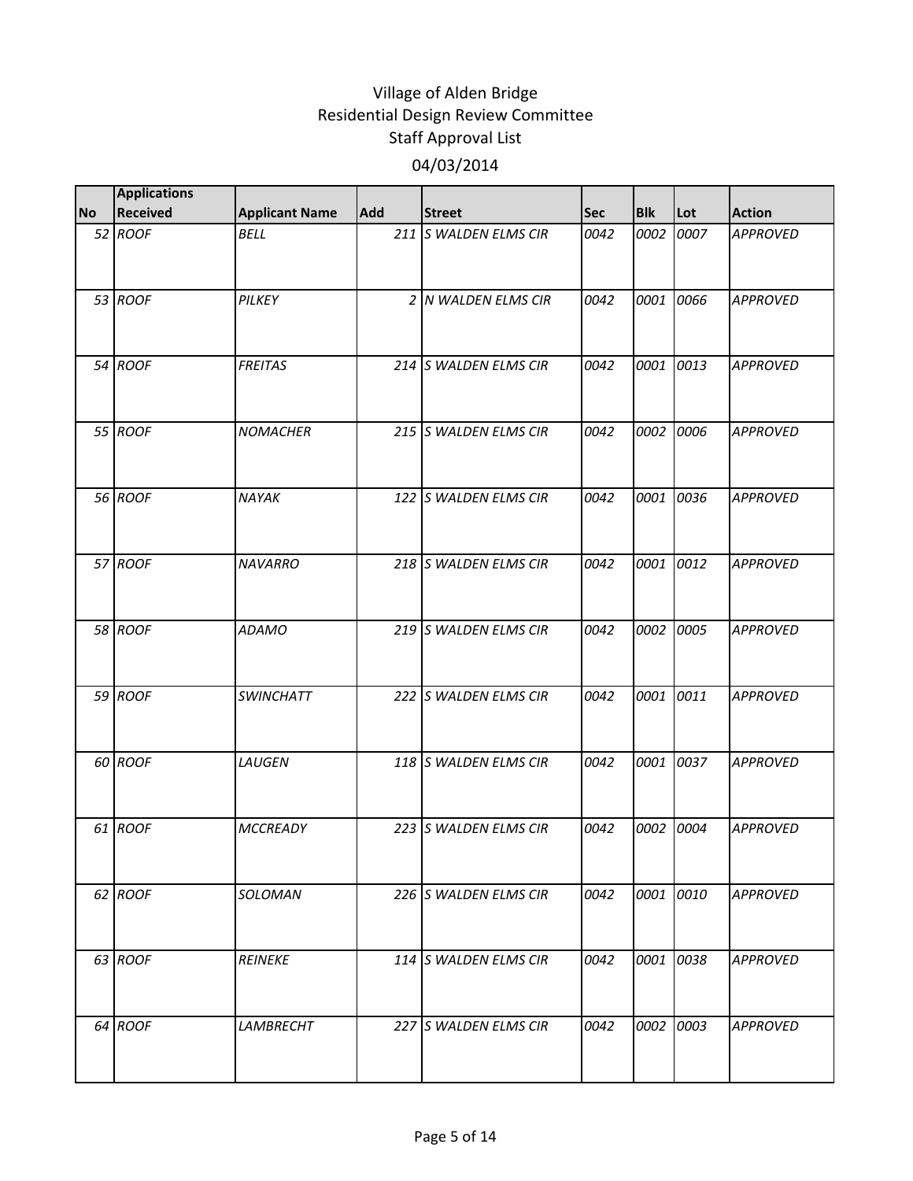# Village of Alden Bridge
## Residential Design Review Committee
## Staff Approval List
### 04/03/2014

| No | Applications Received | Applicant Name | Add | Street | Sec | Blk | Lot | Action |
|---|---|---|---|---|---|---|---|---|
| 52 | *ROOF* | *BELL* | 211 | *S WALDEN ELMS CIR* | *0042* | *0002* | *0007* | *APPROVED* |
| 53 | *ROOF* | *PILKEY* | 2 | *N WALDEN ELMS CIR* | *0042* | *0001* | *0066* | *APPROVED* |
| 54 | *ROOF* | *FREITAS* | 214 | *S WALDEN ELMS CIR* | *0042* | *0001* | *0013* | *APPROVED* |
| 55 | *ROOF* | *NOMACHER* | 215 | *S WALDEN ELMS CIR* | *0042* | *0002* | *0006* | *APPROVED* |
| 56 | *ROOF* | *NAYAK* | 122 | *S WALDEN ELMS CIR* | *0042* | *0001* | *0036* | *APPROVED* |
| 57 | *ROOF* | *NAVARRO* | 218 | *S WALDEN ELMS CIR* | *0042* | *0001* | *0012* | *APPROVED* |
| 58 | *ROOF* | *ADAMO* | 219 | *S WALDEN ELMS CIR* | *0042* | *0002* | *0005* | *APPROVED* |
| 59 | *ROOF* | *SWINCHATT* | 222 | *S WALDEN ELMS CIR* | *0042* | *0001* | *0011* | *APPROVED* |
| 60 | *ROOF* | *LAUGEN* | 118 | *S WALDEN ELMS CIR* | *0042* | *0001* | *0037* | *APPROVED* |
| 61 | *ROOF* | *MCCREADY* | 223 | *S WALDEN ELMS CIR* | *0042* | *0002* | *0004* | *APPROVED* |
| 62 | *ROOF* | *SOLOMAN* | 226 | *S WALDEN ELMS CIR* | *0042* | *0001* | *0010* | *APPROVED* |
| 63 | *ROOF* | *REINEKE* | 114 | *S WALDEN ELMS CIR* | *0042* | *0001* | *0038* | *APPROVED* |
| 64 | *ROOF* | *LAMBRECHT* | 227 | *S WALDEN ELMS CIR* | *0042* | *0002* | *0003* | *APPROVED* |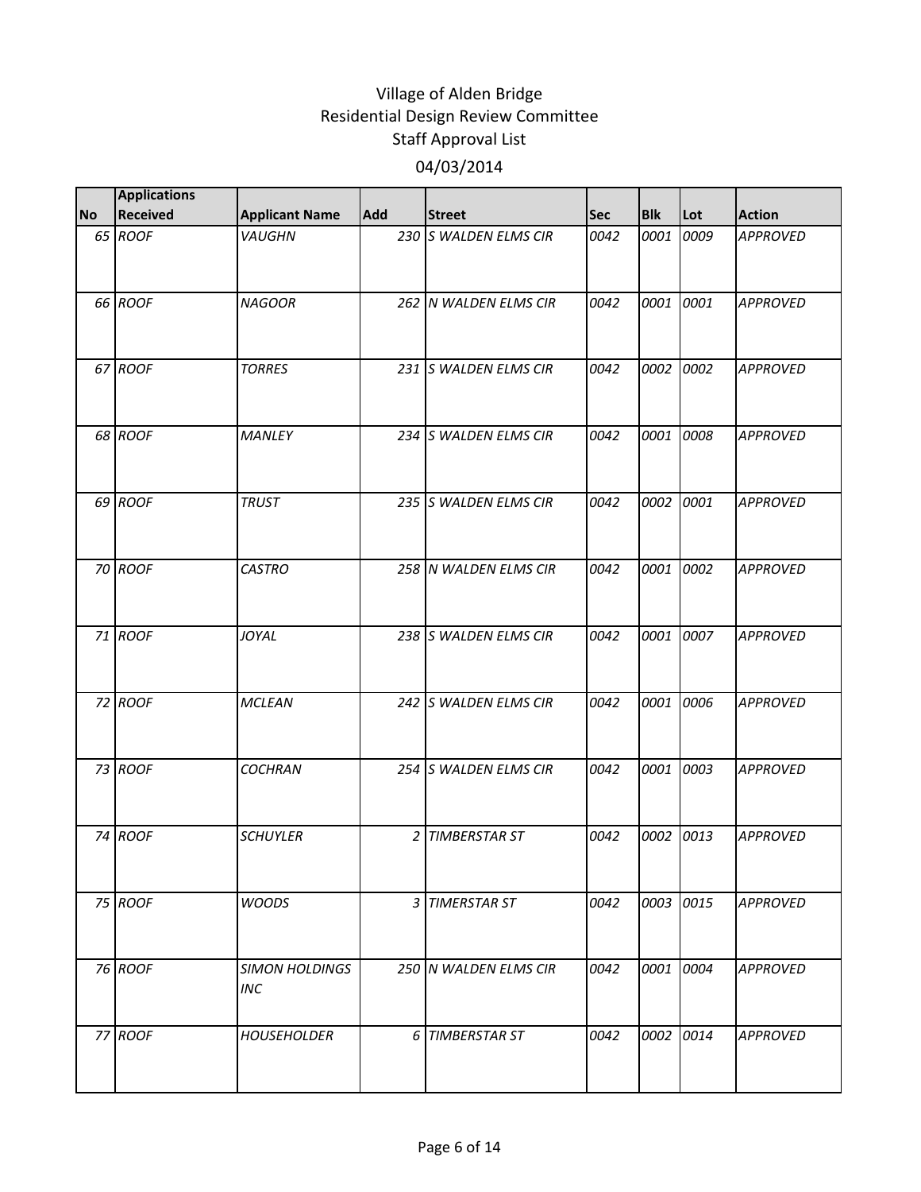# Village of Alden Bridge
## Residential Design Review Committee
### Staff Approval List

04/03/2014

| No | Applications Received | Applicant Name | Add | Street | Sec | Blk | Lot | Action |
|---|---|---|---|---|---|---|---|---|
| 65 | *ROOF* | *VAUGHN* | 230 | *S WALDEN ELMS CIR* | *0042* | *0001* | *0009* | *APPROVED* |
| 66 | *ROOF* | *NAGOOR* | 262 | *N WALDEN ELMS CIR* | *0042* | *0001* | *0001* | *APPROVED* |
| 67 | *ROOF* | *TORRES* | 231 | *S WALDEN ELMS CIR* | *0042* | *0002* | *0002* | *APPROVED* |
| 68 | *ROOF* | *MANLEY* | 234 | *S WALDEN ELMS CIR* | *0042* | *0001* | *0008* | *APPROVED* |
| 69 | *ROOF* | *TRUST* | 235 | *S WALDEN ELMS CIR* | *0042* | *0002* | *0001* | *APPROVED* |
| 70 | *ROOF* | *CASTRO* | 258 | *N WALDEN ELMS CIR* | *0042* | *0001* | *0002* | *APPROVED* |
| 71 | *ROOF* | *JOYAL* | 238 | *S WALDEN ELMS CIR* | *0042* | *0001* | *0007* | *APPROVED* |
| 72 | *ROOF* | *MCLEAN* | 242 | *S WALDEN ELMS CIR* | *0042* | *0001* | *0006* | *APPROVED* |
| 73 | *ROOF* | *COCHRAN* | 254 | *S WALDEN ELMS CIR* | *0042* | *0001* | *0003* | *APPROVED* |
| 74 | *ROOF* | *SCHUYLER* | 2 | *TIMBERSTAR ST* | *0042* | *0002* | *0013* | *APPROVED* |
| 75 | *ROOF* | *WOODS* | 3 | *TIMERSTAR ST* | *0042* | *0003* | *0015* | *APPROVED* |
| 76 | *ROOF* | *SIMON HOLDINGS INC* | 250 | *N WALDEN ELMS CIR* | *0042* | *0001* | *0004* | *APPROVED* |
| 77 | *ROOF* | *HOUSEHOLDER* | 6 | *TIMBERSTAR ST* | *0042* | *0002* | *0014* | *APPROVED* |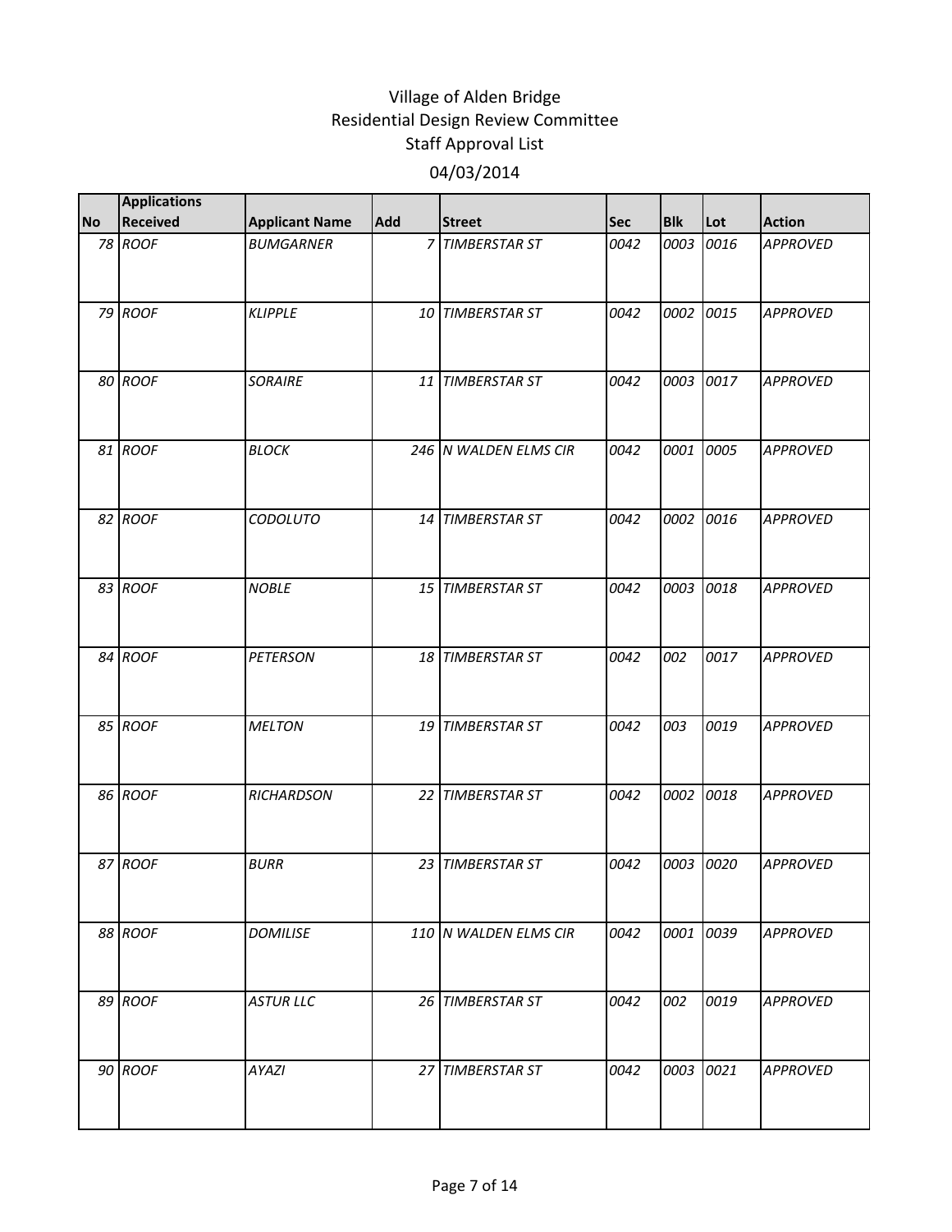# Village of Alden Bridge
## Residential Design Review Committee
## Staff Approval List
### 04/03/2014

| No | Applications Received | Applicant Name | Add | Street | Sec | Blk | Lot | Action |
|---|---|---|---|---|---|---|---|---|
| 78 | ROOF | BUMGARNER | 7 | TIMBERSTAR ST | 0042 | 0003 | 0016 | APPROVED |
| 79 | ROOF | KLIPPLE | 10 | TIMBERSTAR ST | 0042 | 0002 | 0015 | APPROVED |
| 80 | ROOF | SORAIRE | 11 | TIMBERSTAR ST | 0042 | 0003 | 0017 | APPROVED |
| 81 | ROOF | BLOCK | 246 | N WALDEN ELMS CIR | 0042 | 0001 | 0005 | APPROVED |
| 82 | ROOF | CODOLUTO | 14 | TIMBERSTAR ST | 0042 | 0002 | 0016 | APPROVED |
| 83 | ROOF | NOBLE | 15 | TIMBERSTAR ST | 0042 | 0003 | 0018 | APPROVED |
| 84 | ROOF | PETERSON | 18 | TIMBERSTAR ST | 0042 | 002 | 0017 | APPROVED |
| 85 | ROOF | MELTON | 19 | TIMBERSTAR ST | 0042 | 003 | 0019 | APPROVED |
| 86 | ROOF | RICHARDSON | 22 | TIMBERSTAR ST | 0042 | 0002 | 0018 | APPROVED |
| 87 | ROOF | BURR | 23 | TIMBERSTAR ST | 0042 | 0003 | 0020 | APPROVED |
| 88 | ROOF | DOMILISE | 110 | N WALDEN ELMS CIR | 0042 | 0001 | 0039 | APPROVED |
| 89 | ROOF | ASTUR LLC | 26 | TIMBERSTAR ST | 0042 | 002 | 0019 | APPROVED |
| 90 | ROOF | AYAZI | 27 | TIMBERSTAR ST | 0042 | 0003 | 0021 | APPROVED |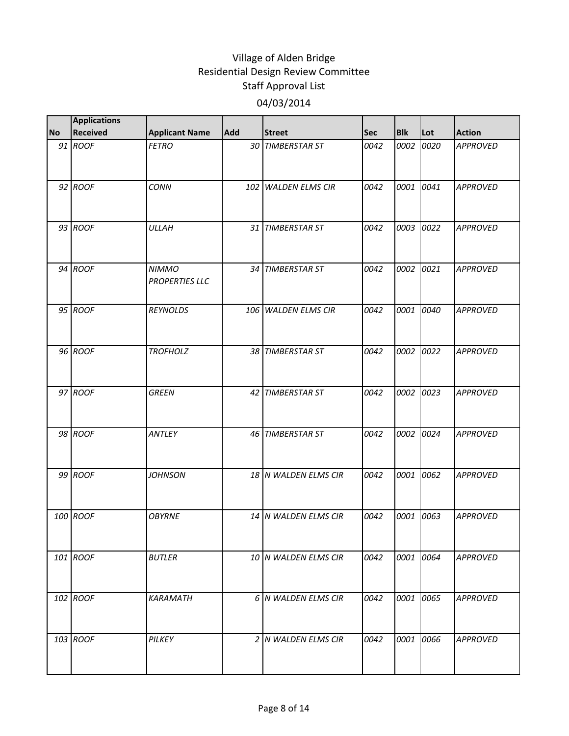# Village of Alden Bridge
## Residential Design Review Committee
## Staff Approval List

04/03/2014

| No | Applications Received | Applicant Name | Add | Street | Sec | Blk | Lot | Action |
|---|---|---|---|---|---|---|---|---|
| 91 | ROOF | FETRO | 30 | TIMBERSTAR ST | 0042 | 0002 | 0020 | APPROVED |
| 92 | ROOF | CONN | 102 | WALDEN ELMS CIR | 0042 | 0001 | 0041 | APPROVED |
| 93 | ROOF | ULLAH | 31 | TIMBERSTAR ST | 0042 | 0003 | 0022 | APPROVED |
| 94 | ROOF | NIMMO PROPERTIES LLC | 34 | TIMBERSTAR ST | 0042 | 0002 | 0021 | APPROVED |
| 95 | ROOF | REYNOLDS | 106 | WALDEN ELMS CIR | 0042 | 0001 | 0040 | APPROVED |
| 96 | ROOF | TROFHOLZ | 38 | TIMBERSTAR ST | 0042 | 0002 | 0022 | APPROVED |
| 97 | ROOF | GREEN | 42 | TIMBERSTAR ST | 0042 | 0002 | 0023 | APPROVED |
| 98 | ROOF | ANTLEY | 46 | TIMBERSTAR ST | 0042 | 0002 | 0024 | APPROVED |
| 99 | ROOF | JOHNSON | 18 | N WALDEN ELMS CIR | 0042 | 0001 | 0062 | APPROVED |
| 100 | ROOF | OBYRNE | 14 | N WALDEN ELMS CIR | 0042 | 0001 | 0063 | APPROVED |
| 101 | ROOF | BUTLER | 10 | N WALDEN ELMS CIR | 0042 | 0001 | 0064 | APPROVED |
| 102 | ROOF | KARAMATH | 6 | N WALDEN ELMS CIR | 0042 | 0001 | 0065 | APPROVED |
| 103 | ROOF | PILKEY | 2 | N WALDEN ELMS CIR | 0042 | 0001 | 0066 | APPROVED |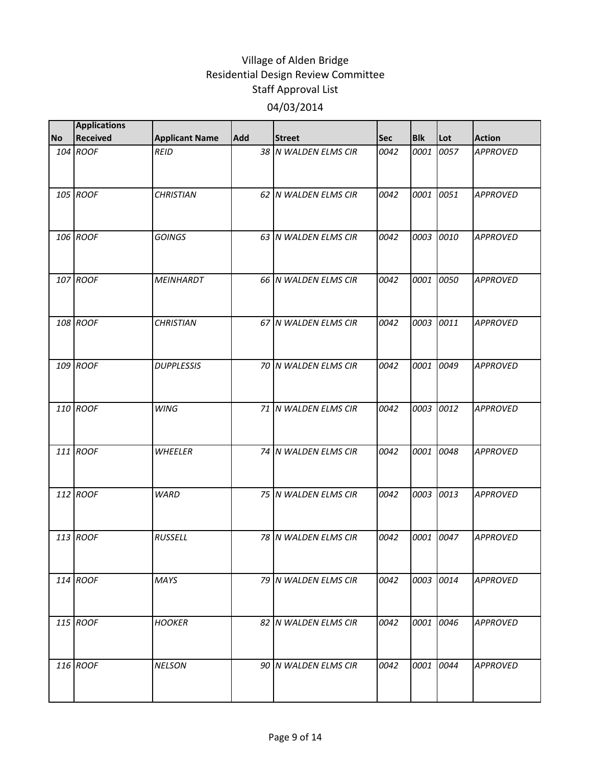# Village of Alden Bridge
## Residential Design Review Committee
### Staff Approval List

04/03/2014

| No | Applications Received | Applicant Name | Add | Street | Sec | Blk | Lot | Action |
|---|---|---|---|---|---|---|---|---|
| 104 | ROOF | REID | 38 | N WALDEN ELMS CIR | 0042 | 0001 | 0057 | APPROVED |
| 105 | ROOF | CHRISTIAN | 62 | N WALDEN ELMS CIR | 0042 | 0001 | 0051 | APPROVED |
| 106 | ROOF | GOINGS | 63 | N WALDEN ELMS CIR | 0042 | 0003 | 0010 | APPROVED |
| 107 | ROOF | MEINHARDT | 66 | N WALDEN ELMS CIR | 0042 | 0001 | 0050 | APPROVED |
| 108 | ROOF | CHRISTIAN | 67 | N WALDEN ELMS CIR | 0042 | 0003 | 0011 | APPROVED |
| 109 | ROOF | DUPPLESSIS | 70 | N WALDEN ELMS CIR | 0042 | 0001 | 0049 | APPROVED |
| 110 | ROOF | WING | 71 | N WALDEN ELMS CIR | 0042 | 0003 | 0012 | APPROVED |
| 111 | ROOF | WHEELER | 74 | N WALDEN ELMS CIR | 0042 | 0001 | 0048 | APPROVED |
| 112 | ROOF | WARD | 75 | N WALDEN ELMS CIR | 0042 | 0003 | 0013 | APPROVED |
| 113 | ROOF | RUSSELL | 78 | N WALDEN ELMS CIR | 0042 | 0001 | 0047 | APPROVED |
| 114 | ROOF | MAYS | 79 | N WALDEN ELMS CIR | 0042 | 0003 | 0014 | APPROVED |
| 115 | ROOF | HOOKER | 82 | N WALDEN ELMS CIR | 0042 | 0001 | 0046 | APPROVED |
| 116 | ROOF | NELSON | 90 | N WALDEN ELMS CIR | 0042 | 0001 | 0044 | APPROVED |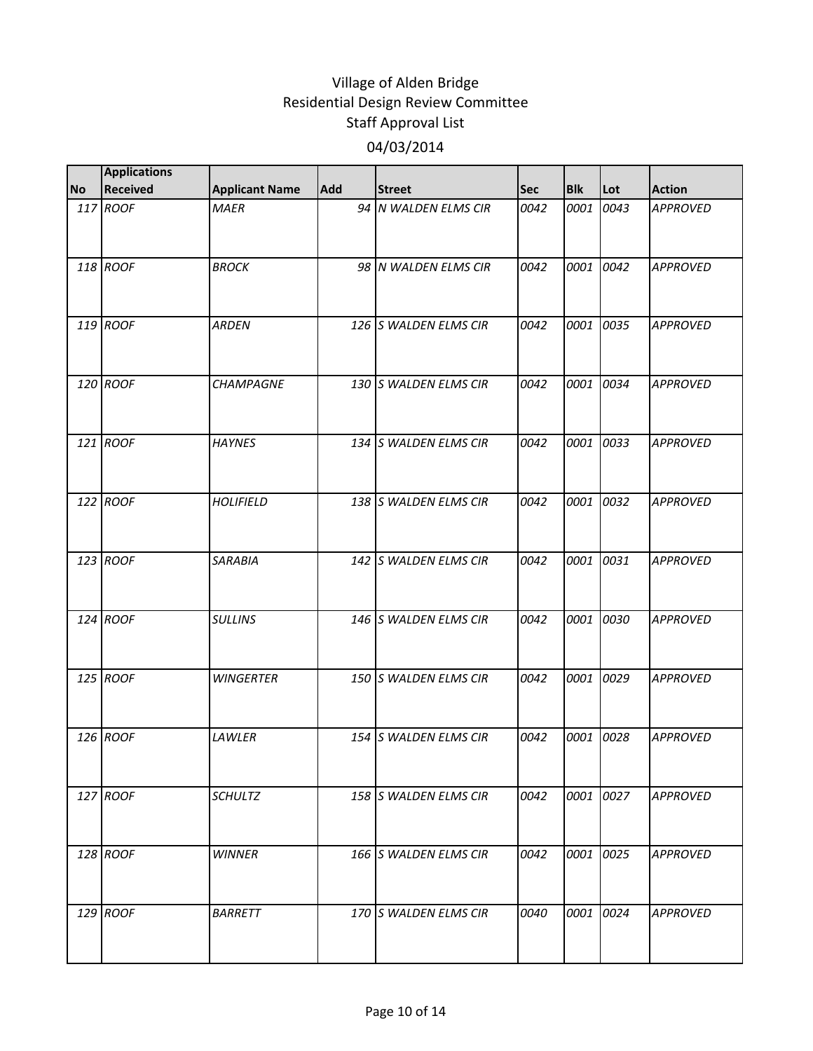# Village of Alden Bridge
## Residential Design Review Committee
## Staff Approval List
## 04/03/2014

| No | Applications Received | Applicant Name | Add | Street | Sec | Blk | Lot | Action |
|---|---|---|---|---|---|---|---|---|
| 117 | ROOF | MAER | 94 | N WALDEN ELMS CIR | 0042 | 0001 | 0043 | APPROVED |
| 118 | ROOF | BROCK | 98 | N WALDEN ELMS CIR | 0042 | 0001 | 0042 | APPROVED |
| 119 | ROOF | ARDEN | 126 | S WALDEN ELMS CIR | 0042 | 0001 | 0035 | APPROVED |
| 120 | ROOF | CHAMPAGNE | 130 | S WALDEN ELMS CIR | 0042 | 0001 | 0034 | APPROVED |
| 121 | ROOF | HAYNES | 134 | S WALDEN ELMS CIR | 0042 | 0001 | 0033 | APPROVED |
| 122 | ROOF | HOLIFIELD | 138 | S WALDEN ELMS CIR | 0042 | 0001 | 0032 | APPROVED |
| 123 | ROOF | SARABIA | 142 | S WALDEN ELMS CIR | 0042 | 0001 | 0031 | APPROVED |
| 124 | ROOF | SULLINS | 146 | S WALDEN ELMS CIR | 0042 | 0001 | 0030 | APPROVED |
| 125 | ROOF | WINGERTER | 150 | S WALDEN ELMS CIR | 0042 | 0001 | 0029 | APPROVED |
| 126 | ROOF | LAWLER | 154 | S WALDEN ELMS CIR | 0042 | 0001 | 0028 | APPROVED |
| 127 | ROOF | SCHULTZ | 158 | S WALDEN ELMS CIR | 0042 | 0001 | 0027 | APPROVED |
| 128 | ROOF | WINNER | 166 | S WALDEN ELMS CIR | 0042 | 0001 | 0025 | APPROVED |
| 129 | ROOF | BARRETT | 170 | S WALDEN ELMS CIR | 0040 | 0001 | 0024 | APPROVED |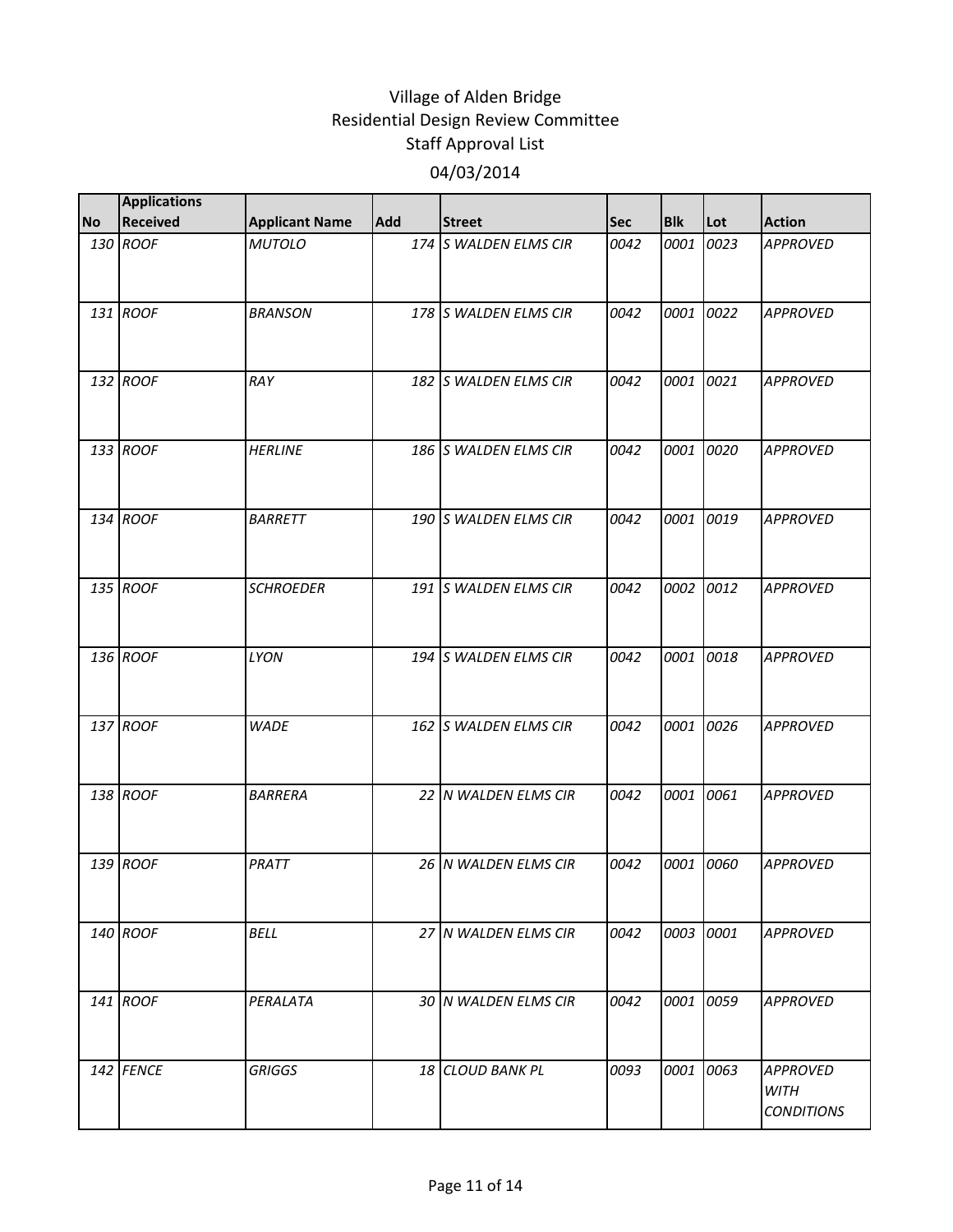# Village of Alden Bridge
## Residential Design Review Committee
## Staff Approval List
## 04/03/2014

| No | Applications Received | Applicant Name | Add | Street | Sec | Blk | Lot | Action |
|---|---|---|---|---|---|---|---|---|
| 130 | ROOF | MUTOLO | 174 | S WALDEN ELMS CIR | 0042 | 0001 | 0023 | APPROVED |
| 131 | ROOF | BRANSON | 178 | S WALDEN ELMS CIR | 0042 | 0001 | 0022 | APPROVED |
| 132 | ROOF | RAY | 182 | S WALDEN ELMS CIR | 0042 | 0001 | 0021 | APPROVED |
| 133 | ROOF | HERLINE | 186 | S WALDEN ELMS CIR | 0042 | 0001 | 0020 | APPROVED |
| 134 | ROOF | BARRETT | 190 | S WALDEN ELMS CIR | 0042 | 0001 | 0019 | APPROVED |
| 135 | ROOF | SCHROEDER | 191 | S WALDEN ELMS CIR | 0042 | 0002 | 0012 | APPROVED |
| 136 | ROOF | LYON | 194 | S WALDEN ELMS CIR | 0042 | 0001 | 0018 | APPROVED |
| 137 | ROOF | WADE | 162 | S WALDEN ELMS CIR | 0042 | 0001 | 0026 | APPROVED |
| 138 | ROOF | BARRERA | 22 | N WALDEN ELMS CIR | 0042 | 0001 | 0061 | APPROVED |
| 139 | ROOF | PRATT | 26 | N WALDEN ELMS CIR | 0042 | 0001 | 0060 | APPROVED |
| 140 | ROOF | BELL | 27 | N WALDEN ELMS CIR | 0042 | 0003 | 0001 | APPROVED |
| 141 | ROOF | PERALATA | 30 | N WALDEN ELMS CIR | 0042 | 0001 | 0059 | APPROVED |
| 142 | FENCE | GRIGGS | 18 | CLOUD BANK PL | 0093 | 0001 | 0063 | APPROVED WITH CONDITIONS |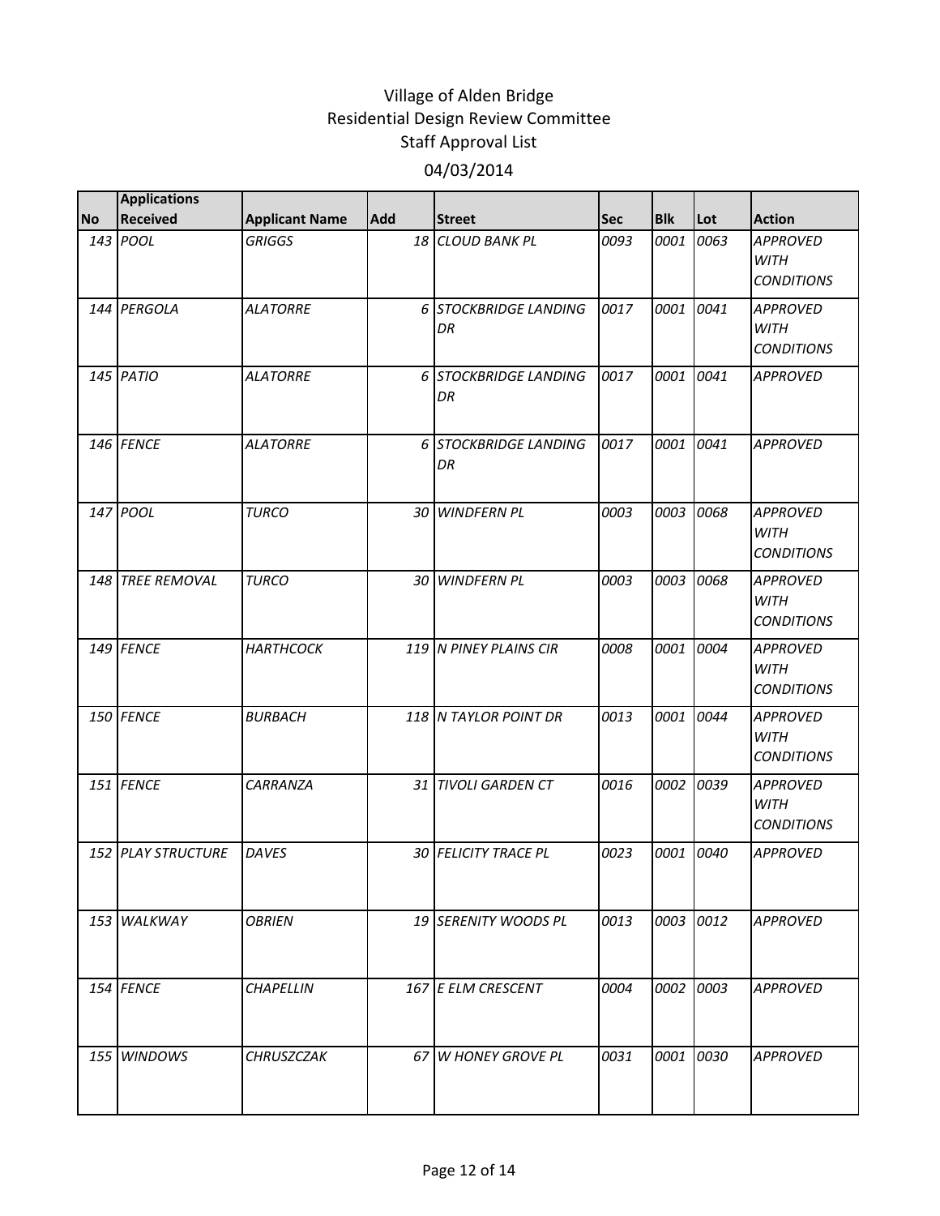# Village of Alden Bridge
## Residential Design Review Committee
### Staff Approval List
### 04/03/2014

| No | Applications Received | Applicant Name | Add | Street | Sec | Blk | Lot | Action |
|---|---|---|---|---|---|---|---|---|
| 143 | POOL | GRIGGS | 18 | CLOUD BANK PL | 0093 | 0001 | 0063 | APPROVED WITH CONDITIONS |
| 144 | PERGOLA | ALATORRE | 6 | STOCKBRIDGE LANDING DR | 0017 | 0001 | 0041 | APPROVED WITH CONDITIONS |
| 145 | PATIO | ALATORRE | 6 | STOCKBRIDGE LANDING DR | 0017 | 0001 | 0041 | APPROVED |
| 146 | FENCE | ALATORRE | 6 | STOCKBRIDGE LANDING DR | 0017 | 0001 | 0041 | APPROVED |
| 147 | POOL | TURCO | 30 | WINDFERN PL | 0003 | 0003 | 0068 | APPROVED WITH CONDITIONS |
| 148 | TREE REMOVAL | TURCO | 30 | WINDFERN PL | 0003 | 0003 | 0068 | APPROVED WITH CONDITIONS |
| 149 | FENCE | HARTHCOCK | 119 | N PINEY PLAINS CIR | 0008 | 0001 | 0004 | APPROVED WITH CONDITIONS |
| 150 | FENCE | BURBACH | 118 | N TAYLOR POINT DR | 0013 | 0001 | 0044 | APPROVED WITH CONDITIONS |
| 151 | FENCE | CARRANZA | 31 | TIVOLI GARDEN CT | 0016 | 0002 | 0039 | APPROVED WITH CONDITIONS |
| 152 | PLAY STRUCTURE | DAVES | 30 | FELICITY TRACE PL | 0023 | 0001 | 0040 | APPROVED |
| 153 | WALKWAY | OBRIEN | 19 | SERENITY WOODS PL | 0013 | 0003 | 0012 | APPROVED |
| 154 | FENCE | CHAPELLIN | 167 | E ELM CRESCENT | 0004 | 0002 | 0003 | APPROVED |
| 155 | WINDOWS | CHRUSZCZAK | 67 | W HONEY GROVE PL | 0031 | 0001 | 0030 | APPROVED |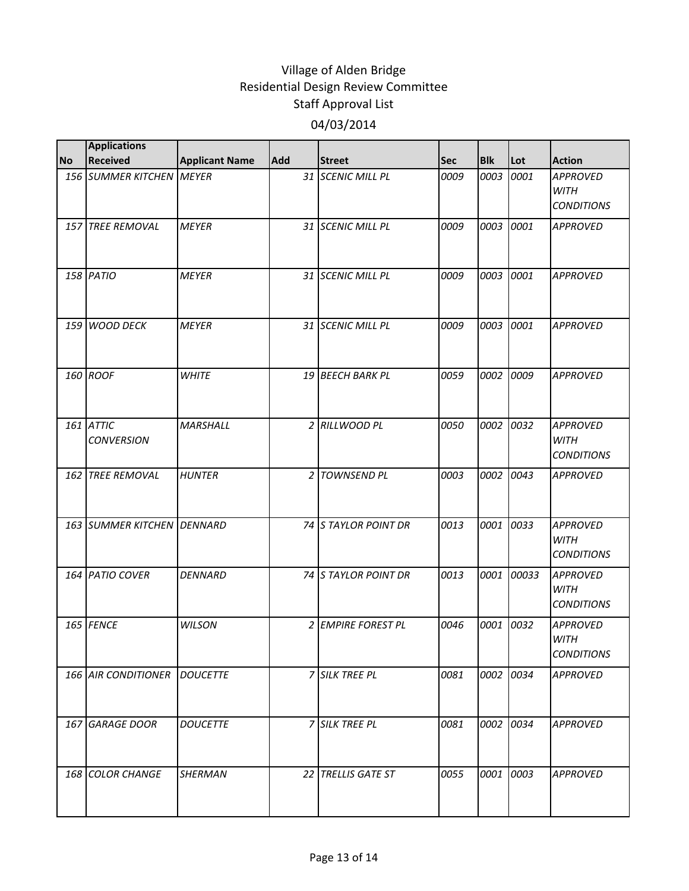# Village of Alden Bridge
## Residential Design Review Committee
## Staff Approval List
### 04/03/2014

| No | Applications Received | Applicant Name | Add | Street | Sec | Blk | Lot | Action |
|---|---|---|---|---|---|---|---|---|
| 156 | SUMMER KITCHEN | MEYER | 31 | SCENIC MILL PL | 0009 | 0003 | 0001 | APPROVED WITH CONDITIONS |
| 157 | TREE REMOVAL | MEYER | 31 | SCENIC MILL PL | 0009 | 0003 | 0001 | APPROVED |
| 158 | PATIO | MEYER | 31 | SCENIC MILL PL | 0009 | 0003 | 0001 | APPROVED |
| 159 | WOOD DECK | MEYER | 31 | SCENIC MILL PL | 0009 | 0003 | 0001 | APPROVED |
| 160 | ROOF | WHITE | 19 | BEECH BARK PL | 0059 | 0002 | 0009 | APPROVED |
| 161 | ATTIC CONVERSION | MARSHALL | 2 | RILLWOOD PL | 0050 | 0002 | 0032 | APPROVED WITH CONDITIONS |
| 162 | TREE REMOVAL | HUNTER | 2 | TOWNSEND PL | 0003 | 0002 | 0043 | APPROVED |
| 163 | SUMMER KITCHEN | DENNARD | 74 | S TAYLOR POINT DR | 0013 | 0001 | 0033 | APPROVED WITH CONDITIONS |
| 164 | PATIO COVER | DENNARD | 74 | S TAYLOR POINT DR | 0013 | 0001 | 00033 | APPROVED WITH CONDITIONS |
| 165 | FENCE | WILSON | 2 | EMPIRE FOREST PL | 0046 | 0001 | 0032 | APPROVED WITH CONDITIONS |
| 166 | AIR CONDITIONER | DOUCETTE | 7 | SILK TREE PL | 0081 | 0002 | 0034 | APPROVED |
| 167 | GARAGE DOOR | DOUCETTE | 7 | SILK TREE PL | 0081 | 0002 | 0034 | APPROVED |
| 168 | COLOR CHANGE | SHERMAN | 22 | TRELLIS GATE ST | 0055 | 0001 | 0003 | APPROVED |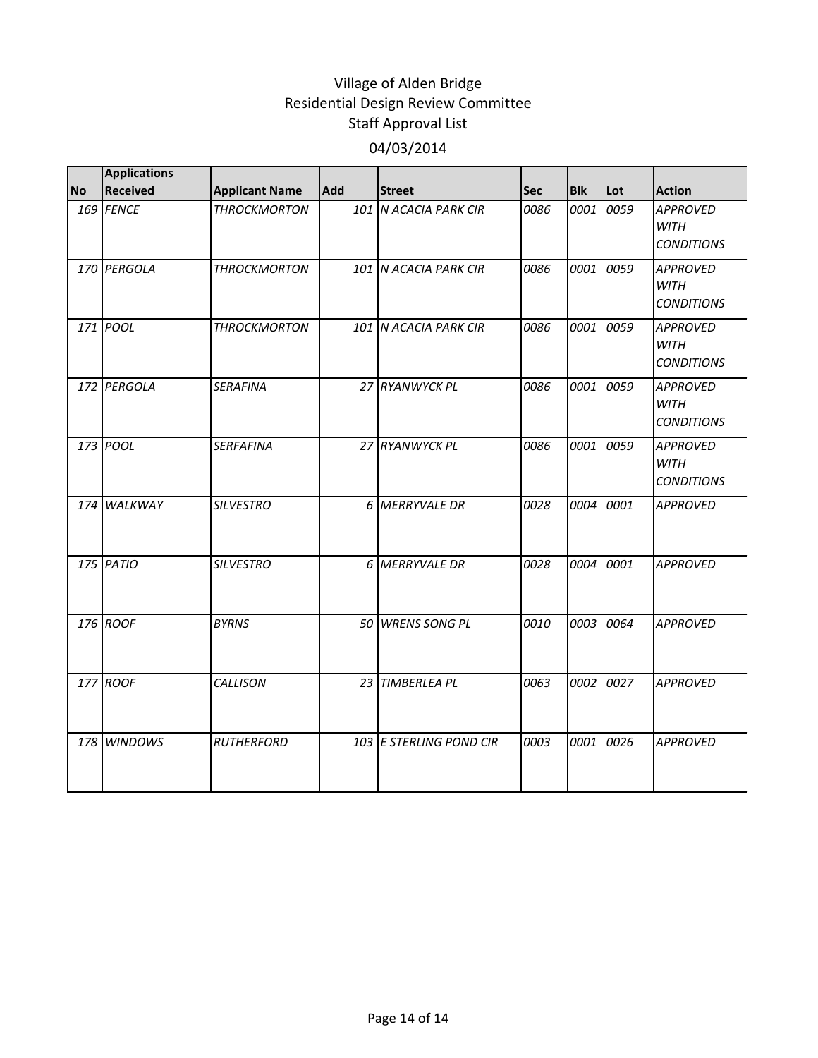# Village of Alden Bridge
## Residential Design Review Committee
## Staff Approval List
## 04/03/2014

| No | Applications Received | Applicant Name | Add | Street | Sec | Blk | Lot | Action |
|---|---|---|---|---|---|---|---|---|
| 169 | FENCE | THROCKMORTON | 101 | N ACACIA PARK CIR | 0086 | 0001 | 0059 | APPROVED WITH CONDITIONS |
| 170 | PERGOLA | THROCKMORTON | 101 | N ACACIA PARK CIR | 0086 | 0001 | 0059 | APPROVED WITH CONDITIONS |
| 171 | POOL | THROCKMORTON | 101 | N ACACIA PARK CIR | 0086 | 0001 | 0059 | APPROVED WITH CONDITIONS |
| 172 | PERGOLA | SERAFINA | 27 | RYANWYCK PL | 0086 | 0001 | 0059 | APPROVED WITH CONDITIONS |
| 173 | POOL | SERFAFINA | 27 | RYANWYCK PL | 0086 | 0001 | 0059 | APPROVED WITH CONDITIONS |
| 174 | WALKWAY | SILVESTRO | 6 | MERRYVALE DR | 0028 | 0004 | 0001 | APPROVED |
| 175 | PATIO | SILVESTRO | 6 | MERRYVALE DR | 0028 | 0004 | 0001 | APPROVED |
| 176 | ROOF | BYRNS | 50 | WRENS SONG PL | 0010 | 0003 | 0064 | APPROVED |
| 177 | ROOF | CALLISON | 23 | TIMBERLEA PL | 0063 | 0002 | 0027 | APPROVED |
| 178 | WINDOWS | RUTHERFORD | 103 | E STERLING POND CIR | 0003 | 0001 | 0026 | APPROVED |